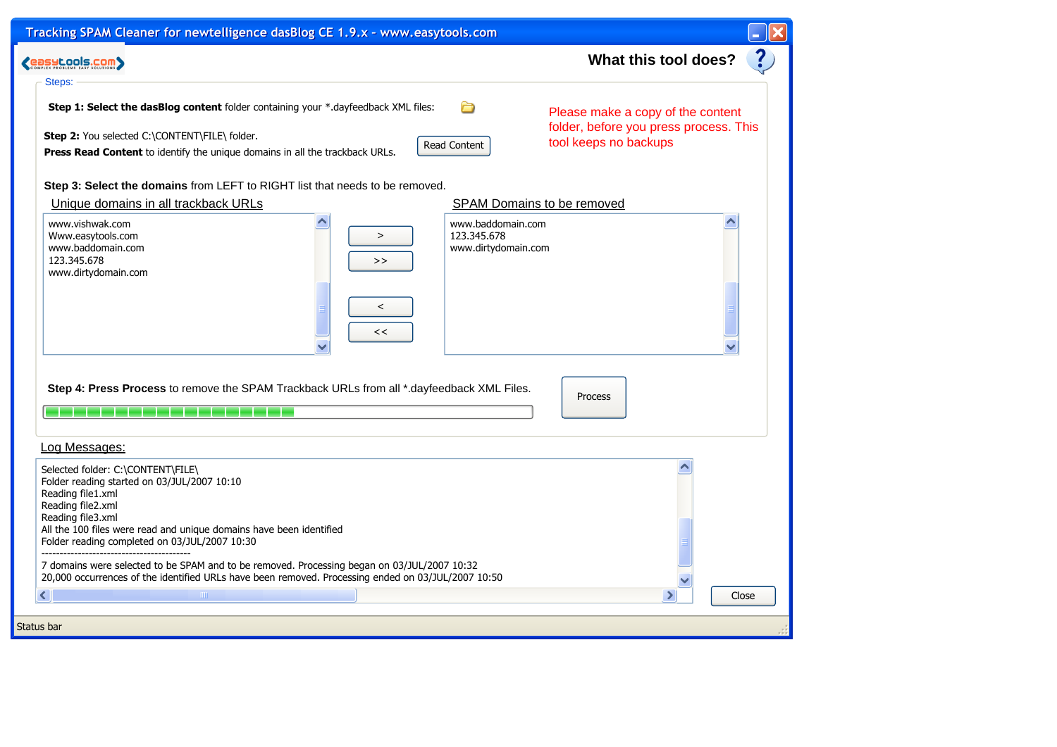# Tracking SPAM Cleaner for newtelligence dasBlog CE 1.9.x - www.easytools.com

easytools.com — COMPLEX PROBLEMS EASY SOLUTIONS

**What this tool does?**

Steps:

**Step 1: Select the dasBlog content** folder containing your *.dayfeedback XML files:

**Step 2:** You selected C:\CONTENT\FILE\ folder.
**Press Read Content** to identify the unique domains in all the trackback URLs.

[Read Content]

Please make a copy of the content folder, before you press process. This tool keeps no backups

**Step 3: Select the domains** from LEFT to RIGHT list that needs to be removed.

Unique domains in all trackback URLs

- www.vishwak.com
- Www.easytools.com
- www.baddomain.com
- 123.345.678
- www.dirtydomain.com

[ > ] [ >> ] [ < ] [ << ]

SPAM Domains to be removed

- www.baddomain.com
- 123.345.678
- www.dirtydomain.com

**Step 4: Press Process** to remove the SPAM Trackback URLs from all *.dayfeedback XML Files.

[Process]

Log Messages:

```
Selected folder: C:\CONTENT\FILE\
Folder reading started on 03/JUL/2007 10:10
Reading file1.xml
Reading file2.xml
Reading file3.xml
All the 100 files were read and unique domains have been identified
Folder reading completed on 03/JUL/2007 10:30
------------------------------------------
7 domains were selected to be SPAM and to be removed. Processing began on 03/JUL/2007 10:32
20,000 occurrences of the identified URLs have been removed. Processing ended on 03/JUL/2007 10:50
```

[Close]

Status bar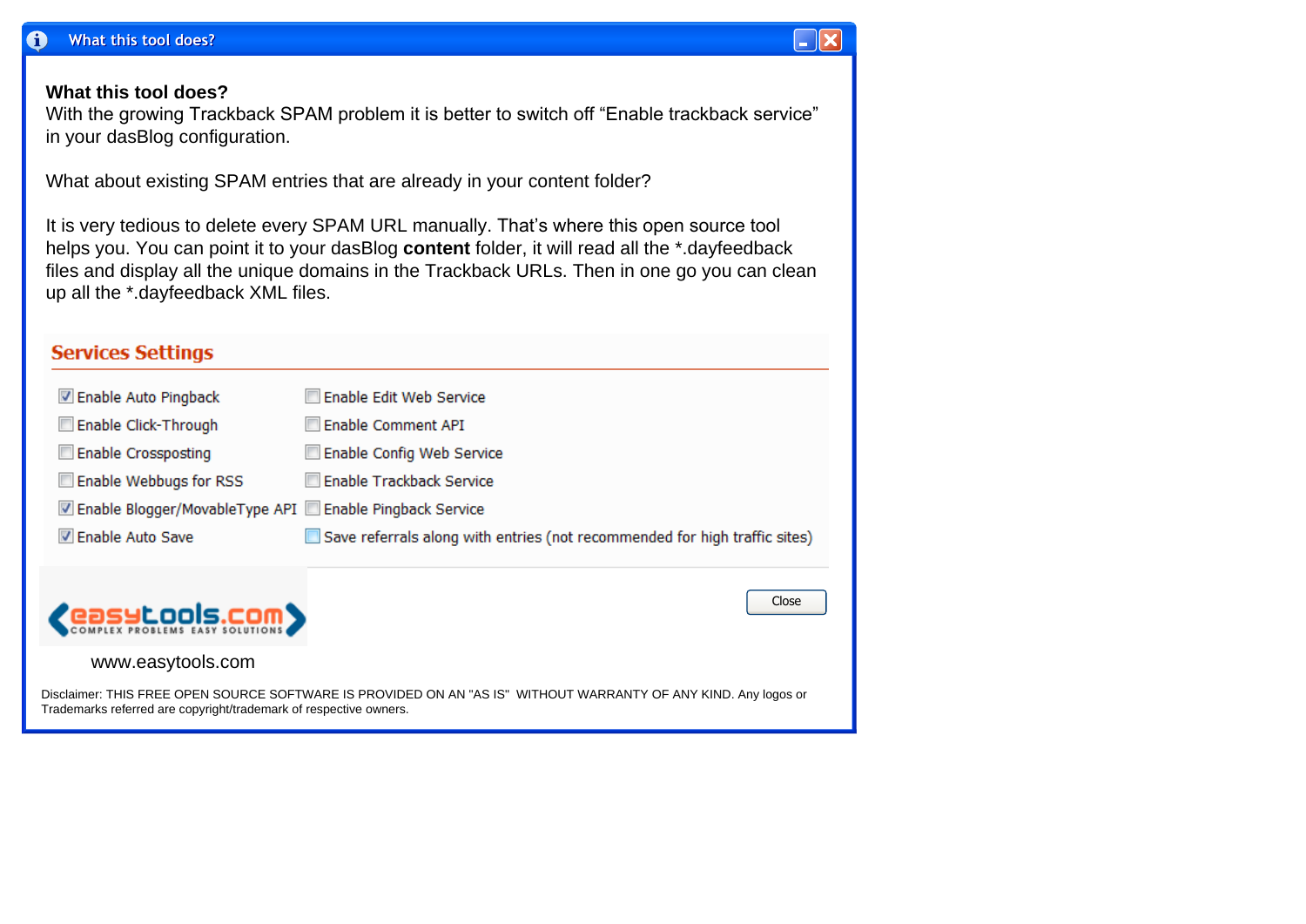What this tool does?

### What this tool does?

With the growing Trackback SPAM problem it is better to switch off “Enable trackback service” in your dasBlog configuration.

What about existing SPAM entries that are already in your content folder?

It is very tedious to delete every SPAM URL manually. That’s where this open source tool helps you. You can point it to your dasBlog **content** folder, it will read all the *.dayfeedback files and display all the unique domains in the Trackback URLs. Then in one go you can clean up all the *.dayfeedback XML files.

## Services Settings

- [x] Enable Auto Pingback
- [ ] Enable Click-Through
- [ ] Enable Crossposting
- [ ] Enable Webbugs for RSS
- [x] Enable Blogger/MovableType API
- [x] Enable Auto Save
- [ ] Enable Edit Web Service
- [ ] Enable Comment API
- [ ] Enable Config Web Service
- [ ] Enable Trackback Service
- [ ] Enable Pingback Service
- [ ] Save referrals along with entries (not recommended for high traffic sites)

Close

easytools.com COMPLEX PROBLEMS EASY SOLUTIONS

www.easytools.com

Disclaimer: THIS FREE OPEN SOURCE SOFTWARE IS PROVIDED ON AN "AS IS" WITHOUT WARRANTY OF ANY KIND. Any logos or Trademarks referred are copyright/trademark of respective owners.